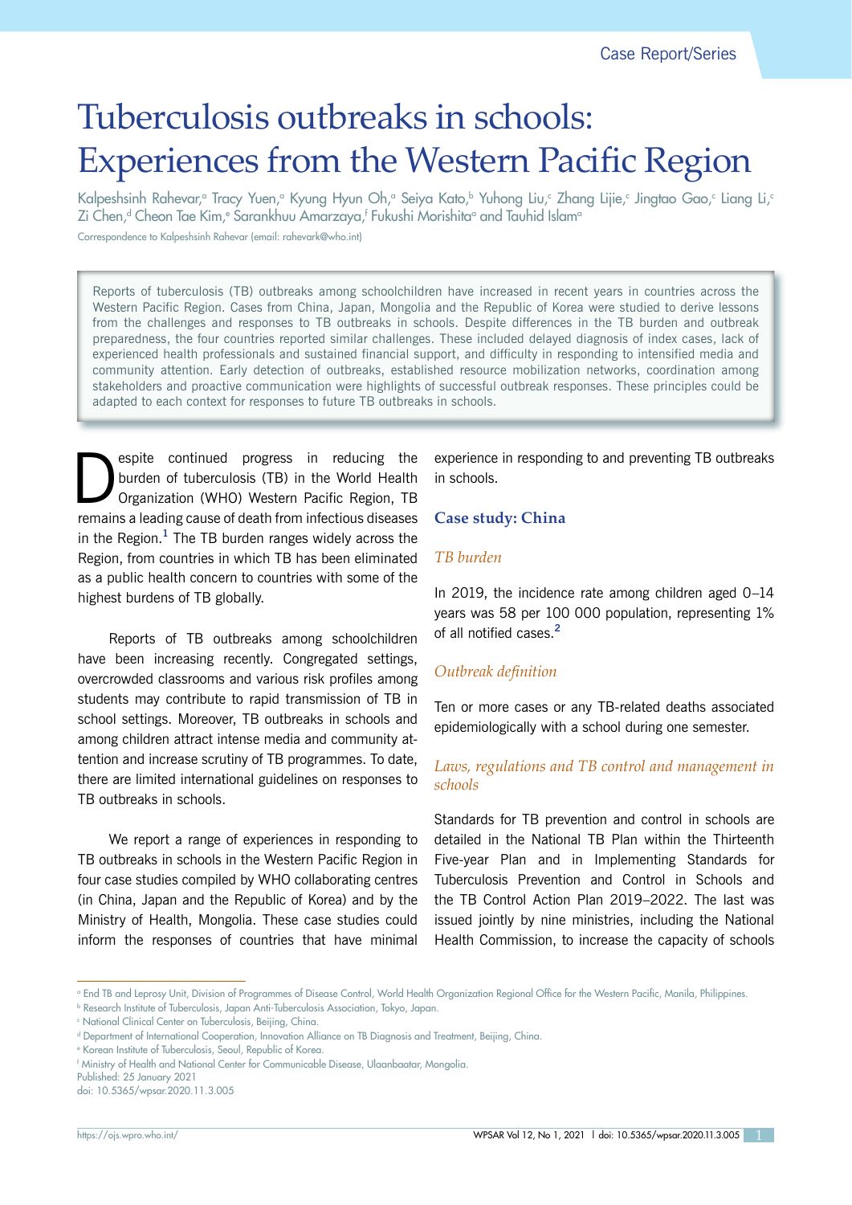Case Report/Series

# Tuberculosis outbreaks in schools: Experiences from the Western Pacific Region

Kalpeshsinh Rahevar,[a] Tracy Yuen,[a] Kyung Hyun Oh,[a] Seiya Kato,[b] Yuhong Liu,[c] Zhang Lijie,[c] Jingtao Gao,[c] Liang Li,[c] Zi Chen,[d] Cheon Tae Kim,[e] Sarankhuu Amarzaya,[f] Fukushi Morishita[a] and Tauhid Islam[a]

Correspondence to Kalpeshsinh Rahevar (email: rahevark@who.int)

Reports of tuberculosis (TB) outbreaks among schoolchildren have increased in recent years in countries across the Western Pacific Region. Cases from China, Japan, Mongolia and the Republic of Korea were studied to derive lessons from the challenges and responses to TB outbreaks in schools. Despite differences in the TB burden and outbreak preparedness, the four countries reported similar challenges. These included delayed diagnosis of index cases, lack of experienced health professionals and sustained financial support, and difficulty in responding to intensified media and community attention. Early detection of outbreaks, established resource mobilization networks, coordination among stakeholders and proactive communication were highlights of successful outbreak responses. These principles could be adapted to each context for responses to future TB outbreaks in schools.

Despite continued progress in reducing the burden of tuberculosis (TB) in the World Health Organization (WHO) Western Pacific Region, TB remains a leading cause of death from infectious diseases in the Region.[1] The TB burden ranges widely across the Region, from countries in which TB has been eliminated as a public health concern to countries with some of the highest burdens of TB globally.

Reports of TB outbreaks among schoolchildren have been increasing recently. Congregated settings, overcrowded classrooms and various risk profiles among students may contribute to rapid transmission of TB in school settings. Moreover, TB outbreaks in schools and among children attract intense media and community attention and increase scrutiny of TB programmes. To date, there are limited international guidelines on responses to TB outbreaks in schools.

We report a range of experiences in responding to TB outbreaks in schools in the Western Pacific Region in four case studies compiled by WHO collaborating centres (in China, Japan and the Republic of Korea) and by the Ministry of Health, Mongolia. These case studies could inform the responses of countries that have minimal experience in responding to and preventing TB outbreaks in schools.

## Case study: China

### *TB burden*

In 2019, the incidence rate among children aged 0–14 years was 58 per 100 000 population, representing 1% of all notified cases.[2]

### *Outbreak definition*

Ten or more cases or any TB-related deaths associated epidemiologically with a school during one semester.

### *Laws, regulations and TB control and management in schools*

Standards for TB prevention and control in schools are detailed in the National TB Plan within the Thirteenth Five-year Plan and in Implementing Standards for Tuberculosis Prevention and Control in Schools and the TB Control Action Plan 2019–2022. The last was issued jointly by nine ministries, including the National Health Commission, to increase the capacity of schools

---

[a] End TB and Leprosy Unit, Division of Programmes of Disease Control, World Health Organization Regional Office for the Western Pacific, Manila, Philippines.
[b] Research Institute of Tuberculosis, Japan Anti-Tuberculosis Association, Tokyo, Japan.
[c] National Clinical Center on Tuberculosis, Beijing, China.
[d] Department of International Cooperation, Innovation Alliance on TB Diagnosis and Treatment, Beijing, China.
[e] Korean Institute of Tuberculosis, Seoul, Republic of Korea.
[f] Ministry of Health and National Center for Communicable Disease, Ulaanbaatar, Mongolia.
Published: 25 January 2021
doi: 10.5365/wpsar.2020.11.3.005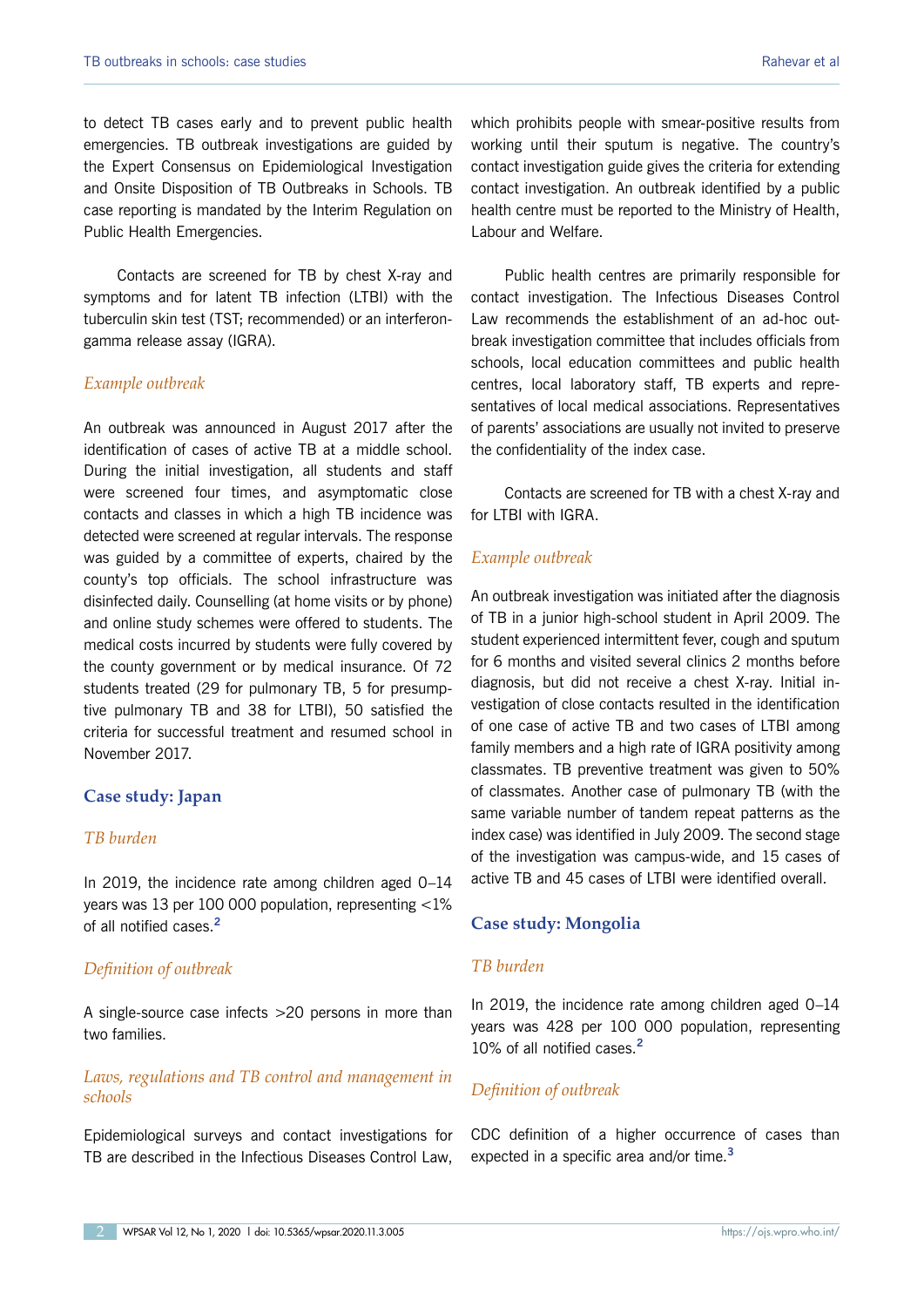to detect TB cases early and to prevent public health emergencies. TB outbreak investigations are guided by the Expert Consensus on Epidemiological Investigation and Onsite Disposition of TB Outbreaks in Schools. TB case reporting is mandated by the Interim Regulation on Public Health Emergencies.

Contacts are screened for TB by chest X-ray and symptoms and for latent TB infection (LTBI) with the tuberculin skin test (TST; recommended) or an interferon-gamma release assay (IGRA).

### *Example outbreak*

An outbreak was announced in August 2017 after the identification of cases of active TB at a middle school. During the initial investigation, all students and staff were screened four times, and asymptomatic close contacts and classes in which a high TB incidence was detected were screened at regular intervals. The response was guided by a committee of experts, chaired by the county's top officials. The school infrastructure was disinfected daily. Counselling (at home visits or by phone) and online study schemes were offered to students. The medical costs incurred by students were fully covered by the county government or by medical insurance. Of 72 students treated (29 for pulmonary TB, 5 for presumptive pulmonary TB and 38 for LTBI), 50 satisfied the criteria for successful treatment and resumed school in November 2017.

## Case study: Japan

### *TB burden*

In 2019, the incidence rate among children aged 0–14 years was 13 per 100 000 population, representing <1% of all notified cases.[2]

### *Definition of outbreak*

A single-source case infects >20 persons in more than two families.

### *Laws, regulations and TB control and management in schools*

Epidemiological surveys and contact investigations for TB are described in the Infectious Diseases Control Law, which prohibits people with smear-positive results from working until their sputum is negative. The country's contact investigation guide gives the criteria for extending contact investigation. An outbreak identified by a public health centre must be reported to the Ministry of Health, Labour and Welfare.

Public health centres are primarily responsible for contact investigation. The Infectious Diseases Control Law recommends the establishment of an ad-hoc outbreak investigation committee that includes officials from schools, local education committees and public health centres, local laboratory staff, TB experts and representatives of local medical associations. Representatives of parents' associations are usually not invited to preserve the confidentiality of the index case.

Contacts are screened for TB with a chest X-ray and for LTBI with IGRA.

### *Example outbreak*

An outbreak investigation was initiated after the diagnosis of TB in a junior high-school student in April 2009. The student experienced intermittent fever, cough and sputum for 6 months and visited several clinics 2 months before diagnosis, but did not receive a chest X-ray. Initial investigation of close contacts resulted in the identification of one case of active TB and two cases of LTBI among family members and a high rate of IGRA positivity among classmates. TB preventive treatment was given to 50% of classmates. Another case of pulmonary TB (with the same variable number of tandem repeat patterns as the index case) was identified in July 2009. The second stage of the investigation was campus-wide, and 15 cases of active TB and 45 cases of LTBI were identified overall.

## Case study: Mongolia

### *TB burden*

In 2019, the incidence rate among children aged 0–14 years was 428 per 100 000 population, representing 10% of all notified cases.[2]

### *Definition of outbreak*

CDC definition of a higher occurrence of cases than expected in a specific area and/or time.[3]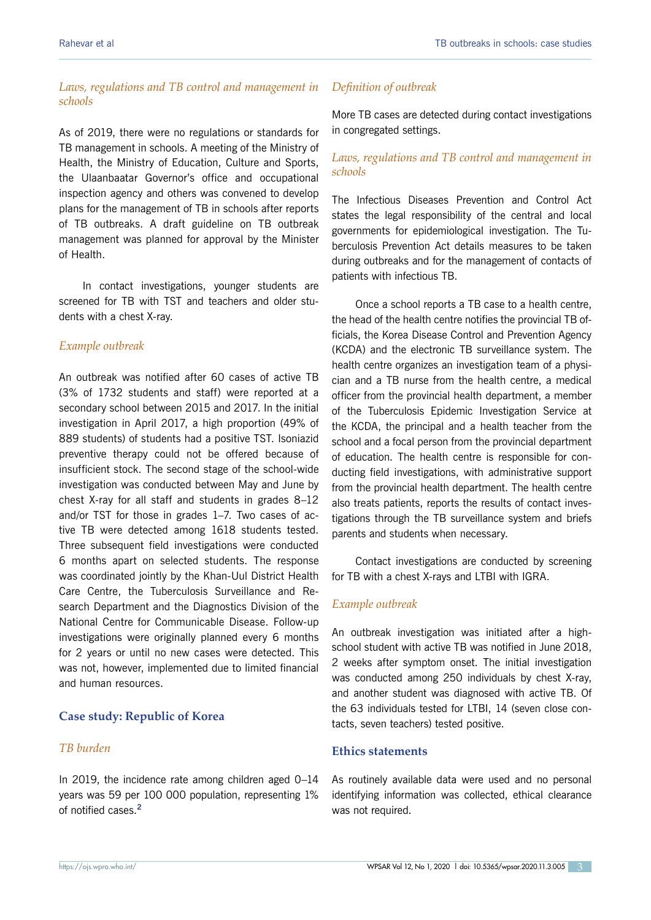### *Laws, regulations and TB control and management in schools*

As of 2019, there were no regulations or standards for TB management in schools. A meeting of the Ministry of Health, the Ministry of Education, Culture and Sports, the Ulaanbaatar Governor's office and occupational inspection agency and others was convened to develop plans for the management of TB in schools after reports of TB outbreaks. A draft guideline on TB outbreak management was planned for approval by the Minister of Health.

In contact investigations, younger students are screened for TB with TST and teachers and older students with a chest X-ray.

### *Example outbreak*

An outbreak was notified after 60 cases of active TB (3% of 1732 students and staff) were reported at a secondary school between 2015 and 2017. In the initial investigation in April 2017, a high proportion (49% of 889 students) of students had a positive TST. Isoniazid preventive therapy could not be offered because of insufficient stock. The second stage of the school-wide investigation was conducted between May and June by chest X-ray for all staff and students in grades 8–12 and/or TST for those in grades 1–7. Two cases of active TB were detected among 1618 students tested. Three subsequent field investigations were conducted 6 months apart on selected students. The response was coordinated jointly by the Khan-Uul District Health Care Centre, the Tuberculosis Surveillance and Research Department and the Diagnostics Division of the National Centre for Communicable Disease. Follow-up investigations were originally planned every 6 months for 2 years or until no new cases were detected. This was not, however, implemented due to limited financial and human resources.

## Case study: Republic of Korea

### *TB burden*

In 2019, the incidence rate among children aged 0–14 years was 59 per 100 000 population, representing 1% of notified cases.[2]

### *Definition of outbreak*

More TB cases are detected during contact investigations in congregated settings.

### *Laws, regulations and TB control and management in schools*

The Infectious Diseases Prevention and Control Act states the legal responsibility of the central and local governments for epidemiological investigation. The Tuberculosis Prevention Act details measures to be taken during outbreaks and for the management of contacts of patients with infectious TB.

Once a school reports a TB case to a health centre, the head of the health centre notifies the provincial TB officials, the Korea Disease Control and Prevention Agency (KCDA) and the electronic TB surveillance system. The health centre organizes an investigation team of a physician and a TB nurse from the health centre, a medical officer from the provincial health department, a member of the Tuberculosis Epidemic Investigation Service at the KCDA, the principal and a health teacher from the school and a focal person from the provincial department of education. The health centre is responsible for conducting field investigations, with administrative support from the provincial health department. The health centre also treats patients, reports the results of contact investigations through the TB surveillance system and briefs parents and students when necessary.

Contact investigations are conducted by screening for TB with a chest X-rays and LTBI with IGRA.

### *Example outbreak*

An outbreak investigation was initiated after a high-school student with active TB was notified in June 2018, 2 weeks after symptom onset. The initial investigation was conducted among 250 individuals by chest X-ray, and another student was diagnosed with active TB. Of the 63 individuals tested for LTBI, 14 (seven close contacts, seven teachers) tested positive.

## Ethics statements

As routinely available data were used and no personal identifying information was collected, ethical clearance was not required.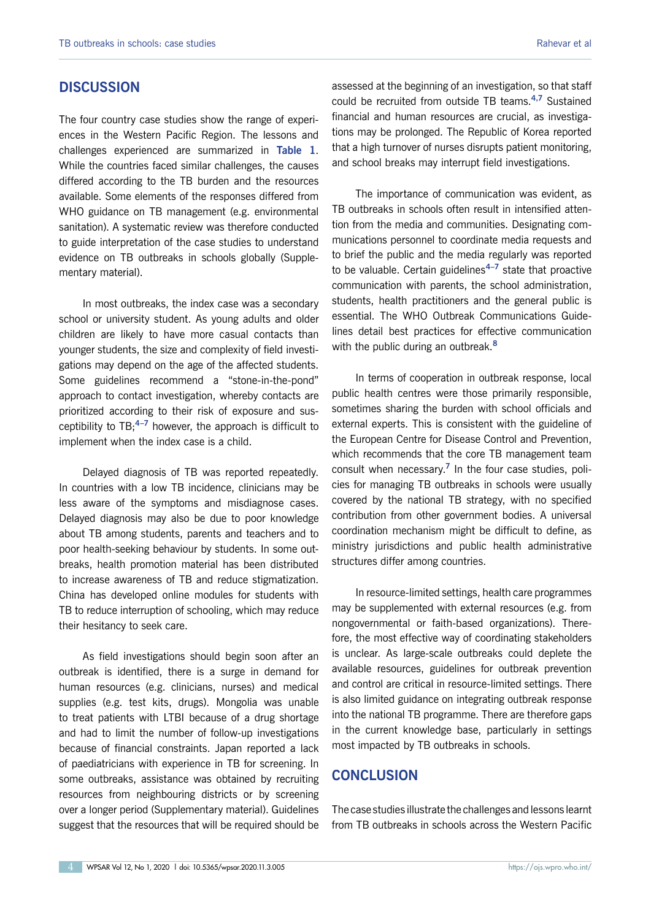## DISCUSSION

The four country case studies show the range of experiences in the Western Pacific Region. The lessons and challenges experienced are summarized in **Table 1**. While the countries faced similar challenges, the causes differed according to the TB burden and the resources available. Some elements of the responses differed from WHO guidance on TB management (e.g. environmental sanitation). A systematic review was therefore conducted to guide interpretation of the case studies to understand evidence on TB outbreaks in schools globally (Supplementary material).

In most outbreaks, the index case was a secondary school or university student. As young adults and older children are likely to have more casual contacts than younger students, the size and complexity of field investigations may depend on the age of the affected students. Some guidelines recommend a "stone-in-the-pond" approach to contact investigation, whereby contacts are prioritized according to their risk of exposure and susceptibility to TB;[4–7] however, the approach is difficult to implement when the index case is a child.

Delayed diagnosis of TB was reported repeatedly. In countries with a low TB incidence, clinicians may be less aware of the symptoms and misdiagnose cases. Delayed diagnosis may also be due to poor knowledge about TB among students, parents and teachers and to poor health-seeking behaviour by students. In some outbreaks, health promotion material has been distributed to increase awareness of TB and reduce stigmatization. China has developed online modules for students with TB to reduce interruption of schooling, which may reduce their hesitancy to seek care.

As field investigations should begin soon after an outbreak is identified, there is a surge in demand for human resources (e.g. clinicians, nurses) and medical supplies (e.g. test kits, drugs). Mongolia was unable to treat patients with LTBI because of a drug shortage and had to limit the number of follow-up investigations because of financial constraints. Japan reported a lack of paediatricians with experience in TB for screening. In some outbreaks, assistance was obtained by recruiting resources from neighbouring districts or by screening over a longer period (Supplementary material). Guidelines suggest that the resources that will be required should be assessed at the beginning of an investigation, so that staff could be recruited from outside TB teams.[4,7] Sustained financial and human resources are crucial, as investigations may be prolonged. The Republic of Korea reported that a high turnover of nurses disrupts patient monitoring, and school breaks may interrupt field investigations.

The importance of communication was evident, as TB outbreaks in schools often result in intensified attention from the media and communities. Designating communications personnel to coordinate media requests and to brief the public and the media regularly was reported to be valuable. Certain guidelines[4–7] state that proactive communication with parents, the school administration, students, health practitioners and the general public is essential. The WHO Outbreak Communications Guidelines detail best practices for effective communication with the public during an outbreak.[8]

In terms of cooperation in outbreak response, local public health centres were those primarily responsible, sometimes sharing the burden with school officials and external experts. This is consistent with the guideline of the European Centre for Disease Control and Prevention, which recommends that the core TB management team consult when necessary.[7] In the four case studies, policies for managing TB outbreaks in schools were usually covered by the national TB strategy, with no specified contribution from other government bodies. A universal coordination mechanism might be difficult to define, as ministry jurisdictions and public health administrative structures differ among countries.

In resource-limited settings, health care programmes may be supplemented with external resources (e.g. from nongovernmental or faith-based organizations). Therefore, the most effective way of coordinating stakeholders is unclear. As large-scale outbreaks could deplete the available resources, guidelines for outbreak prevention and control are critical in resource-limited settings. There is also limited guidance on integrating outbreak response into the national TB programme. There are therefore gaps in the current knowledge base, particularly in settings most impacted by TB outbreaks in schools.

## CONCLUSION

The case studies illustrate the challenges and lessons learnt from TB outbreaks in schools across the Western Pacific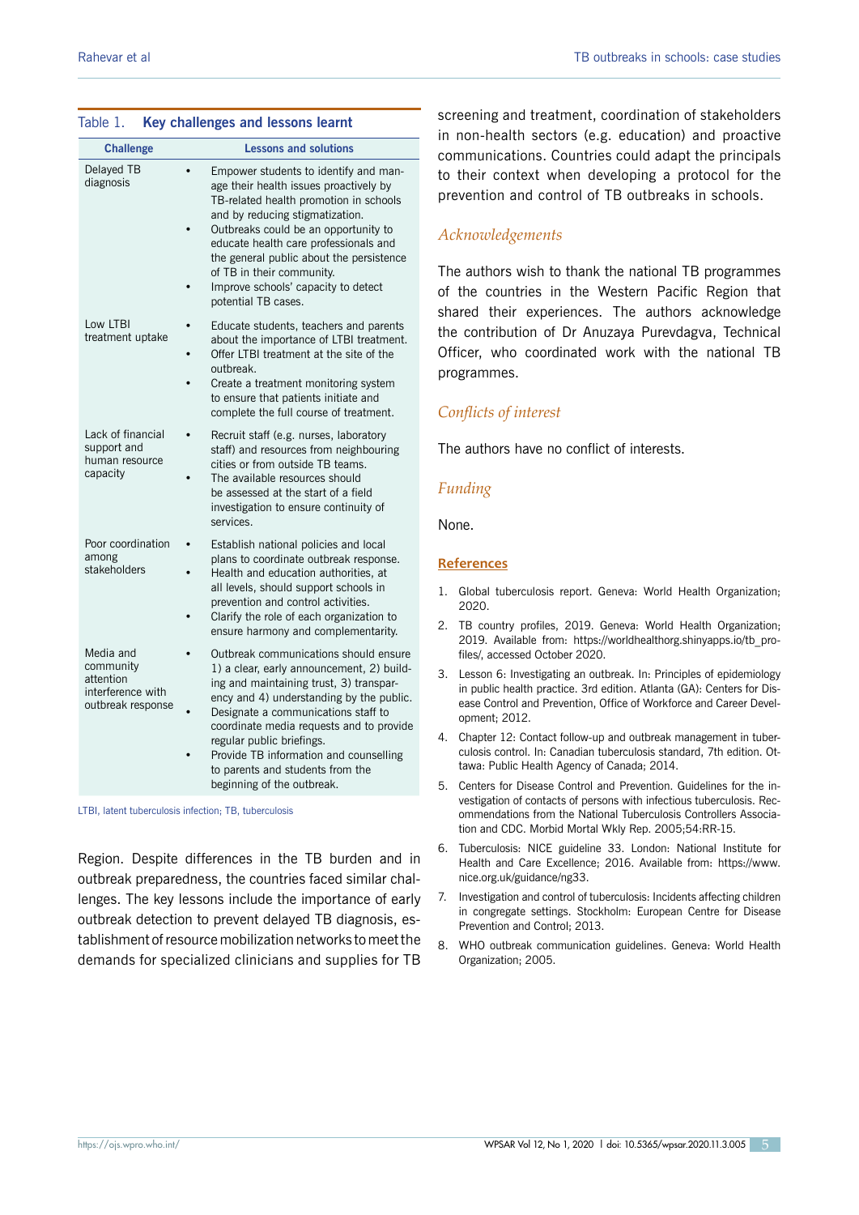Table 1. **Key challenges and lessons learnt**

| Challenge | Lessons and solutions |
|---|---|
| Delayed TB diagnosis | • Empower students to identify and manage their health issues proactively by TB-related health promotion in schools and by reducing stigmatization.<br>• Outbreaks could be an opportunity to educate health care professionals and the general public about the persistence of TB in their community.<br>• Improve schools' capacity to detect potential TB cases. |
| Low LTBI treatment uptake | • Educate students, teachers and parents about the importance of LTBI treatment.<br>• Offer LTBI treatment at the site of the outbreak.<br>• Create a treatment monitoring system to ensure that patients initiate and complete the full course of treatment. |
| Lack of financial support and human resource capacity | • Recruit staff (e.g. nurses, laboratory staff) and resources from neighbouring cities or from outside TB teams.<br>• The available resources should be assessed at the start of a field investigation to ensure continuity of services. |
| Poor coordination among stakeholders | • Establish national policies and local plans to coordinate outbreak response.<br>• Health and education authorities, at all levels, should support schools in prevention and control activities.<br>• Clarify the role of each organization to ensure harmony and complementarity. |
| Media and community attention interference with outbreak response | • Outbreak communications should ensure 1) a clear, early announcement, 2) building and maintaining trust, 3) transparency and 4) understanding by the public.<br>• Designate a communications staff to coordinate media requests and to provide regular public briefings.<br>• Provide TB information and counselling to parents and students from the beginning of the outbreak. |

LTBI, latent tuberculosis infection; TB, tuberculosis

Region. Despite differences in the TB burden and in outbreak preparedness, the countries faced similar challenges. The key lessons include the importance of early outbreak detection to prevent delayed TB diagnosis, establishment of resource mobilization networks to meet the demands for specialized clinicians and supplies for TB screening and treatment, coordination of stakeholders in non-health sectors (e.g. education) and proactive communications. Countries could adapt the principals to their context when developing a protocol for the prevention and control of TB outbreaks in schools.

## *Acknowledgements*

The authors wish to thank the national TB programmes of the countries in the Western Pacific Region that shared their experiences. The authors acknowledge the contribution of Dr Anuzaya Purevdagva, Technical Officer, who coordinated work with the national TB programmes.

## *Conflicts of interest*

The authors have no conflict of interests.

## *Funding*

None.

## References

1. Global tuberculosis report. Geneva: World Health Organization; 2020.
2. TB country profiles, 2019. Geneva: World Health Organization; 2019. Available from: https://worldhealthorg.shinyapps.io/tb_profiles/, accessed October 2020.
3. Lesson 6: Investigating an outbreak. In: Principles of epidemiology in public health practice. 3rd edition. Atlanta (GA): Centers for Disease Control and Prevention, Office of Workforce and Career Development; 2012.
4. Chapter 12: Contact follow-up and outbreak management in tuberculosis control. In: Canadian tuberculosis standard, 7th edition. Ottawa: Public Health Agency of Canada; 2014.
5. Centers for Disease Control and Prevention. Guidelines for the investigation of contacts of persons with infectious tuberculosis. Recommendations from the National Tuberculosis Controllers Association and CDC. Morbid Mortal Wkly Rep. 2005;54:RR-15.
6. Tuberculosis: NICE guideline 33. London: National Institute for Health and Care Excellence; 2016. Available from: https://www.nice.org.uk/guidance/ng33.
7. Investigation and control of tuberculosis: Incidents affecting children in congregate settings. Stockholm: European Centre for Disease Prevention and Control; 2013.
8. WHO outbreak communication guidelines. Geneva: World Health Organization; 2005.